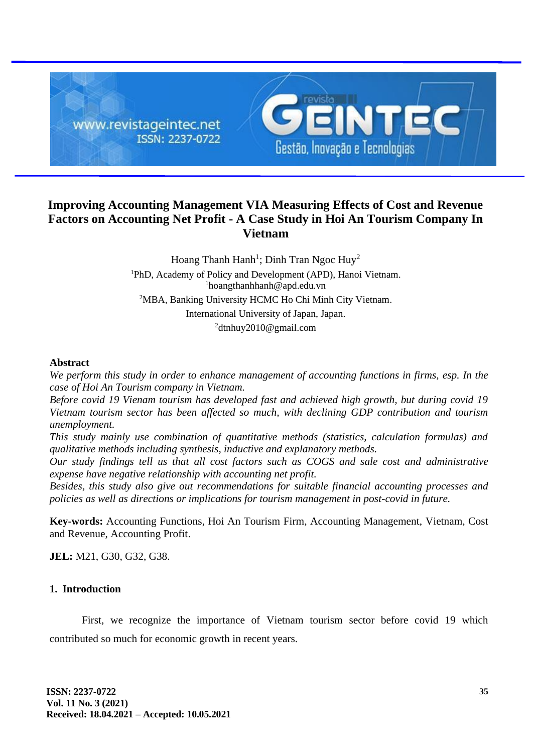# Improving Accounting Management VIA Measuring Effects of Cost and Revenue Factors on Accounting Net Profit - A Case Study in Hoi An Tourism Company In Vietnam

Hoang Thanh Hanh[1]; Dinh Tran Ngoc Huy[2]

[1]PhD, Academy of Policy and Development (APD), Hanoi Vietnam.
[1]hoangthanhhanh@apd.edu.vn

[2]MBA, Banking University HCMC Ho Chi Minh City Vietnam.
International University of Japan, Japan.
[2]dtnhuy2010@gmail.com

## Abstract

*We perform this study in order to enhance management of accounting functions in firms, esp. In the case of Hoi An Tourism company in Vietnam.*

*Before covid 19 Vienam tourism has developed fast and achieved high growth, but during covid 19 Vietnam tourism sector has been affected so much, with declining GDP contribution and tourism unemployment.*

*This study mainly use combination of quantitative methods (statistics, calculation formulas) and qualitative methods including synthesis, inductive and explanatory methods.*

*Our study findings tell us that all cost factors such as COGS and sale cost and administrative expense have negative relationship with accounting net profit.*

*Besides, this study also give out recommendations for suitable financial accounting processes and policies as well as directions or implications for tourism management in post-covid in future.*

**Key-words:** Accounting Functions, Hoi An Tourism Firm, Accounting Management, Vietnam, Cost and Revenue, Accounting Profit.

**JEL:** M21, G30, G32, G38.

## 1. Introduction

First, we recognize the importance of Vietnam tourism sector before covid 19 which contributed so much for economic growth in recent years.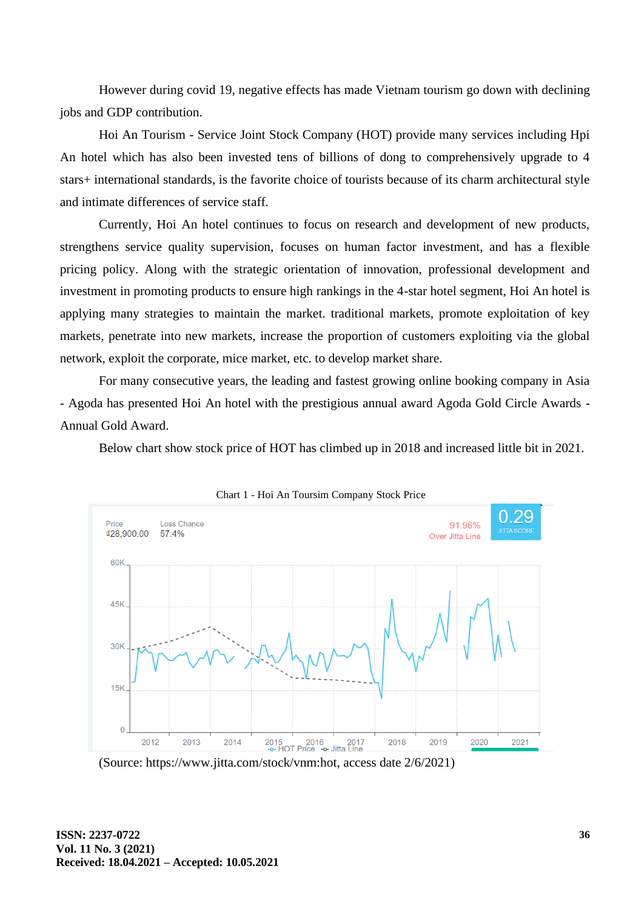However during covid 19, negative effects has made Vietnam tourism go down with declining jobs and GDP contribution.

Hoi An Tourism - Service Joint Stock Company (HOT) provide many services including Hpi An hotel which has also been invested tens of billions of dong to comprehensively upgrade to 4 stars+ international standards, is the favorite choice of tourists because of its charm architectural style and intimate differences of service staff.

Currently, Hoi An hotel continues to focus on research and development of new products, strengthens service quality supervision, focuses on human factor investment, and has a flexible pricing policy. Along with the strategic orientation of innovation, professional development and investment in promoting products to ensure high rankings in the 4-star hotel segment, Hoi An hotel is applying many strategies to maintain the market. traditional markets, promote exploitation of key markets, penetrate into new markets, increase the proportion of customers exploiting via the global network, exploit the corporate, mice market, etc. to develop market share.

For many consecutive years, the leading and fastest growing online booking company in Asia - Agoda has presented Hoi An hotel with the prestigious annual award Agoda Gold Circle Awards - Annual Gold Award.

Below chart show stock price of HOT has climbed up in 2018 and increased little bit in 2021.

Chart 1 - Hoi An Toursim Company Stock Price

(Source: https://www.jitta.com/stock/vnm:hot, access date 2/6/2021)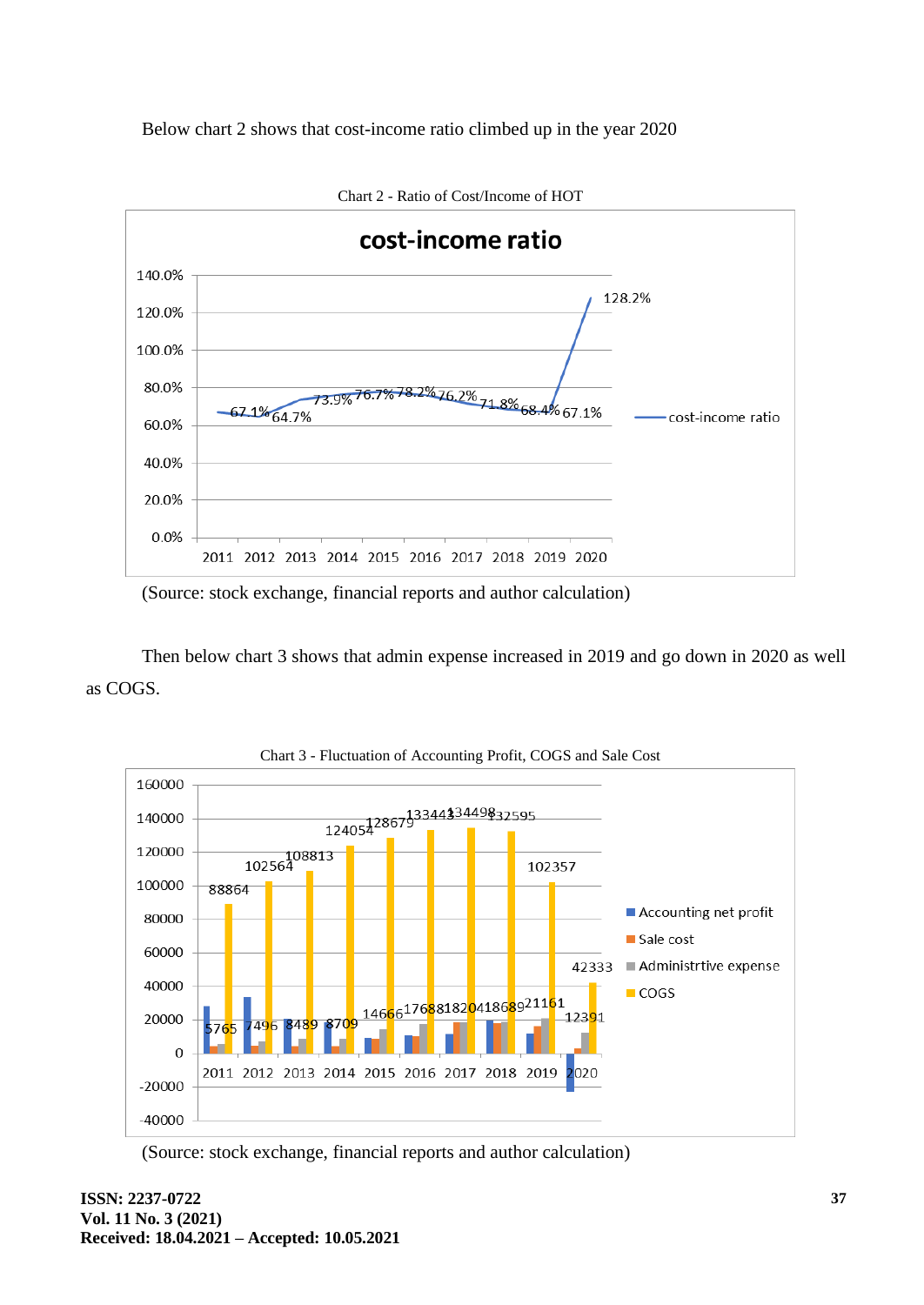Below chart 2 shows that cost-income ratio climbed up in the year 2020

Chart 2 - Ratio of Cost/Income of HOT

(Source: stock exchange, financial reports and author calculation)

Then below chart 3 shows that admin expense increased in 2019 and go down in 2020 as well as COGS.

Chart 3 - Fluctuation of Accounting Profit, COGS and Sale Cost

(Source: stock exchange, financial reports and author calculation)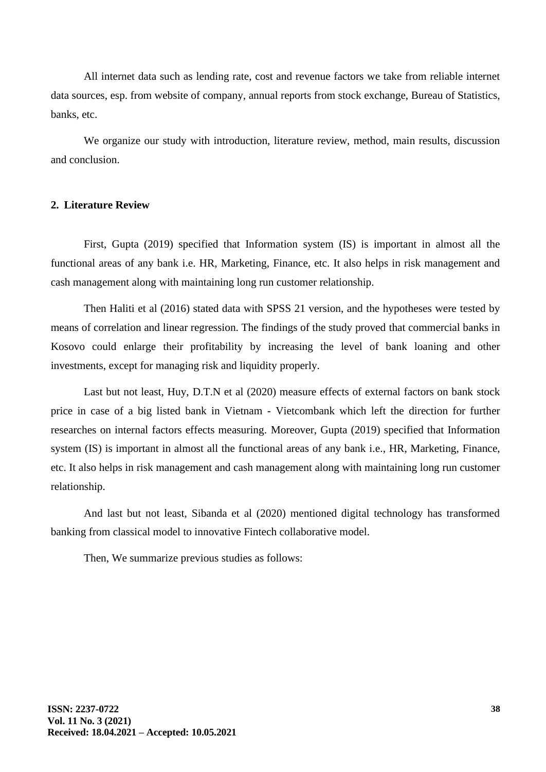All internet data such as lending rate, cost and revenue factors we take from reliable internet data sources, esp. from website of company, annual reports from stock exchange, Bureau of Statistics, banks, etc.

We organize our study with introduction, literature review, method, main results, discussion and conclusion.

## 2. Literature Review

First, Gupta (2019) specified that Information system (IS) is important in almost all the functional areas of any bank i.e. HR, Marketing, Finance, etc. It also helps in risk management and cash management along with maintaining long run customer relationship.

Then Haliti et al (2016) stated data with SPSS 21 version, and the hypotheses were tested by means of correlation and linear regression. The findings of the study proved that commercial banks in Kosovo could enlarge their profitability by increasing the level of bank loaning and other investments, except for managing risk and liquidity properly.

Last but not least, Huy, D.T.N et al (2020) measure effects of external factors on bank stock price in case of a big listed bank in Vietnam - Vietcombank which left the direction for further researches on internal factors effects measuring. Moreover, Gupta (2019) specified that Information system (IS) is important in almost all the functional areas of any bank i.e., HR, Marketing, Finance, etc. It also helps in risk management and cash management along with maintaining long run customer relationship.

And last but not least, Sibanda et al (2020) mentioned digital technology has transformed banking from classical model to innovative Fintech collaborative model.

Then, We summarize previous studies as follows: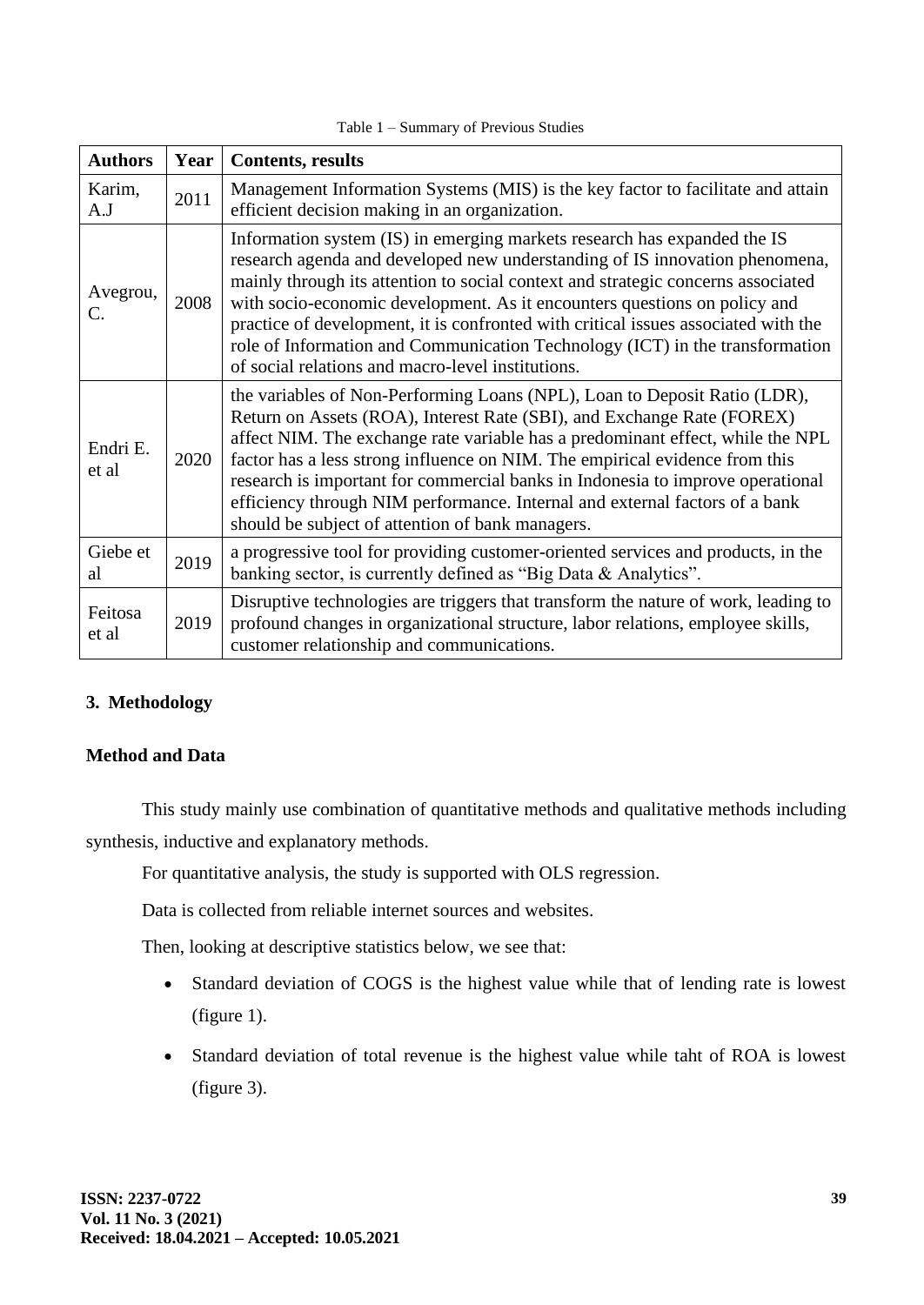Table 1 – Summary of Previous Studies

| Authors | Year | Contents, results |
|---|---|---|
| Karim, A.J | 2011 | Management Information Systems (MIS) is the key factor to facilitate and attain efficient decision making in an organization. |
| Avegrou, C. | 2008 | Information system (IS) in emerging markets research has expanded the IS research agenda and developed new understanding of IS innovation phenomena, mainly through its attention to social context and strategic concerns associated with socio-economic development. As it encounters questions on policy and practice of development, it is confronted with critical issues associated with the role of Information and Communication Technology (ICT) in the transformation of social relations and macro-level institutions. |
| Endri E. et al | 2020 | the variables of Non-Performing Loans (NPL), Loan to Deposit Ratio (LDR), Return on Assets (ROA), Interest Rate (SBI), and Exchange Rate (FOREX) affect NIM. The exchange rate variable has a predominant effect, while the NPL factor has a less strong influence on NIM. The empirical evidence from this research is important for commercial banks in Indonesia to improve operational efficiency through NIM performance. Internal and external factors of a bank should be subject of attention of bank managers. |
| Giebe et al | 2019 | a progressive tool for providing customer-oriented services and products, in the banking sector, is currently defined as "Big Data & Analytics". |
| Feitosa et al | 2019 | Disruptive technologies are triggers that transform the nature of work, leading to profound changes in organizational structure, labor relations, employee skills, customer relationship and communications. |

## 3. Methodology

### Method and Data

This study mainly use combination of quantitative methods and qualitative methods including synthesis, inductive and explanatory methods.

For quantitative analysis, the study is supported with OLS regression.

Data is collected from reliable internet sources and websites.

Then, looking at descriptive statistics below, we see that:

- Standard deviation of COGS is the highest value while that of lending rate is lowest (figure 1).
- Standard deviation of total revenue is the highest value while taht of ROA is lowest (figure 3).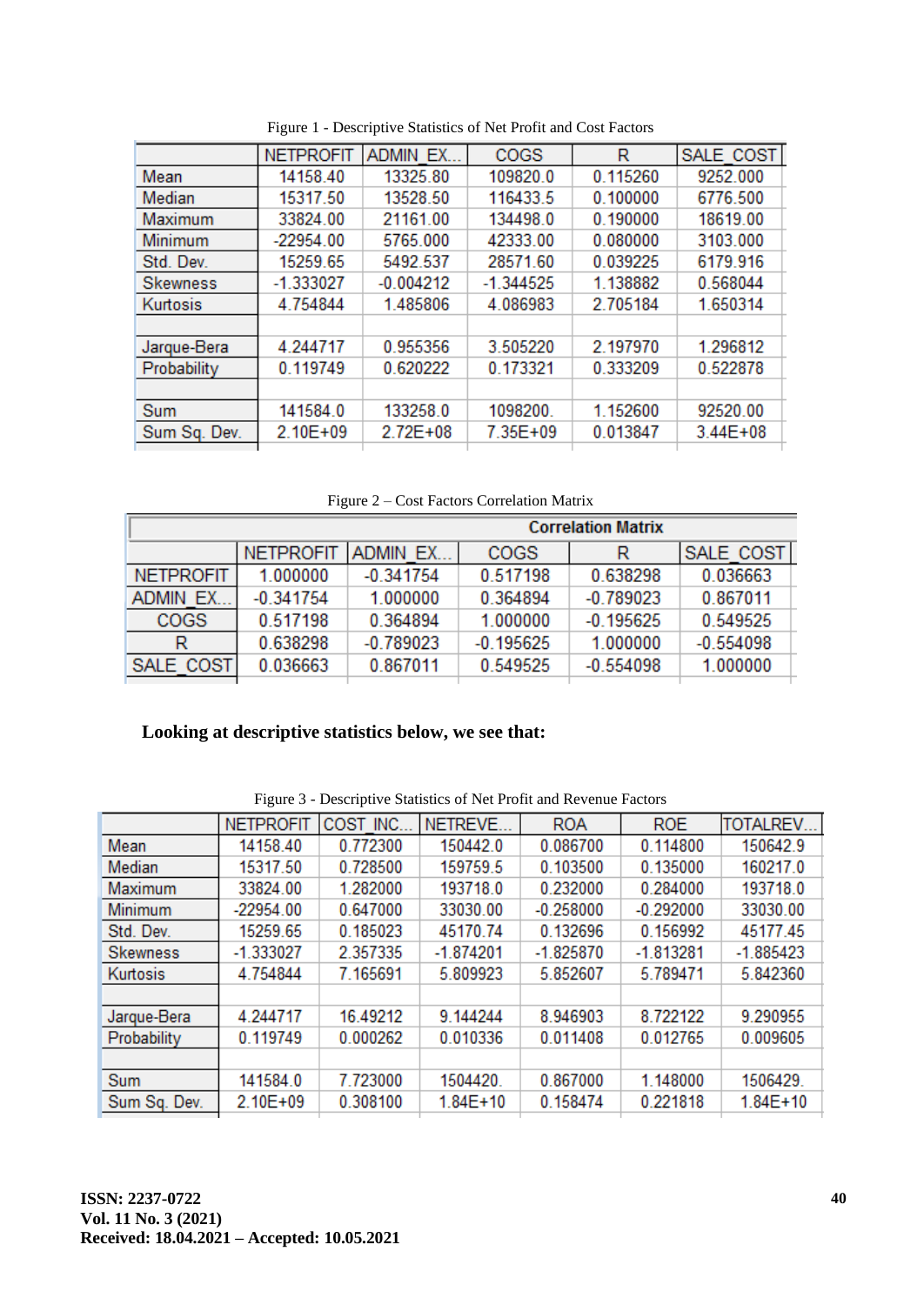Figure 1 - Descriptive Statistics of Net Profit and Cost Factors

| | NETPROFIT | ADMIN_EX... | COGS | R | SALE_COST |
|---|---|---|---|---|---|
| Mean | 14158.40 | 13325.80 | 109820.0 | 0.115260 | 9252.000 |
| Median | 15317.50 | 13528.50 | 116433.5 | 0.100000 | 6776.500 |
| Maximum | 33824.00 | 21161.00 | 134498.0 | 0.190000 | 18619.00 |
| Minimum | -22954.00 | 5765.000 | 42333.00 | 0.080000 | 3103.000 |
| Std. Dev. | 15259.65 | 5492.537 | 28571.60 | 0.039225 | 6179.916 |
| Skewness | -1.333027 | -0.004212 | -1.344525 | 1.138882 | 0.568044 |
| Kurtosis | 4.754844 | 1.485806 | 4.086983 | 2.705184 | 1.650314 |
| | | | | | |
| Jarque-Bera | 4.244717 | 0.955356 | 3.505220 | 2.197970 | 1.296812 |
| Probability | 0.119749 | 0.620222 | 0.173321 | 0.333209 | 0.522878 |
| | | | | | |
| Sum | 141584.0 | 133258.0 | 1098200. | 1.152600 | 92520.00 |
| Sum Sq. Dev. | 2.10E+09 | 2.72E+08 | 7.35E+09 | 0.013847 | 3.44E+08 |

Figure 2 – Cost Factors Correlation Matrix

| Correlation Matrix | | | | | |
|---|---|---|---|---|---|
| | NETPROFIT | ADMIN_EX... | COGS | R | SALE_COST |
| NETPROFIT | 1.000000 | -0.341754 | 0.517198 | 0.638298 | 0.036663 |
| ADMIN_EX... | -0.341754 | 1.000000 | 0.364894 | -0.789023 | 0.867011 |
| COGS | 0.517198 | 0.364894 | 1.000000 | -0.195625 | 0.549525 |
| R | 0.638298 | -0.789023 | -0.195625 | 1.000000 | -0.554098 |
| SALE_COST | 0.036663 | 0.867011 | 0.549525 | -0.554098 | 1.000000 |

**Looking at descriptive statistics below, we see that:**

Figure 3 - Descriptive Statistics of Net Profit and Revenue Factors

| | NETPROFIT | COST_INC... | NETREVE... | ROA | ROE | TOTALREV... |
|---|---|---|---|---|---|---|
| Mean | 14158.40 | 0.772300 | 150442.0 | 0.086700 | 0.114800 | 150642.9 |
| Median | 15317.50 | 0.728500 | 159759.5 | 0.103500 | 0.135000 | 160217.0 |
| Maximum | 33824.00 | 1.282000 | 193718.0 | 0.232000 | 0.284000 | 193718.0 |
| Minimum | -22954.00 | 0.647000 | 33030.00 | -0.258000 | -0.292000 | 33030.00 |
| Std. Dev. | 15259.65 | 0.185023 | 45170.74 | 0.132696 | 0.156992 | 45177.45 |
| Skewness | -1.333027 | 2.357335 | -1.874201 | -1.825870 | -1.813281 | -1.885423 |
| Kurtosis | 4.754844 | 7.165691 | 5.809923 | 5.852607 | 5.789471 | 5.842360 |
| | | | | | | |
| Jarque-Bera | 4.244717 | 16.49212 | 9.144244 | 8.946903 | 8.722122 | 9.290955 |
| Probability | 0.119749 | 0.000262 | 0.010336 | 0.011408 | 0.012765 | 0.009605 |
| | | | | | | |
| Sum | 141584.0 | 7.723000 | 1504420. | 0.867000 | 1.148000 | 1506429. |
| Sum Sq. Dev. | 2.10E+09 | 0.308100 | 1.84E+10 | 0.158474 | 0.221818 | 1.84E+10 |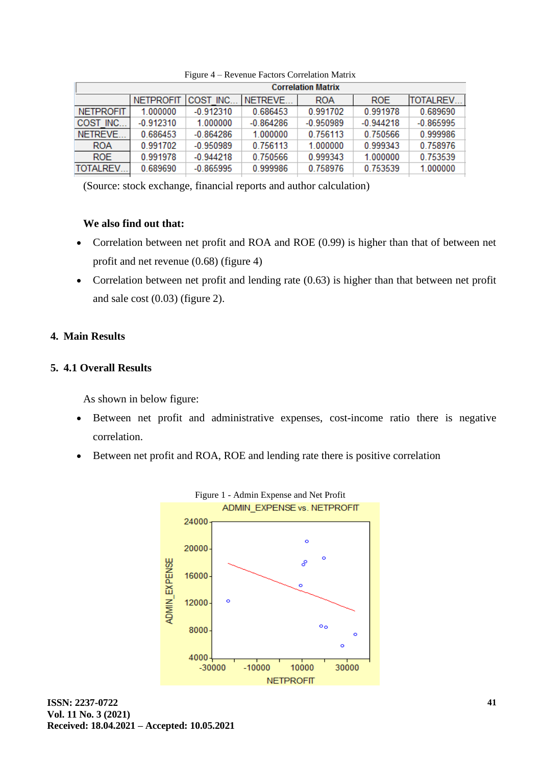Figure 4 – Revenue Factors Correlation Matrix

| Correlation Matrix | | | | | | |
|---|---|---|---|---|---|---|
| | NETPROFIT | COST_INC... | NETREVE... | ROA | ROE | TOTALREV... |
| NETPROFIT | 1.000000 | -0.912310 | 0.686453 | 0.991702 | 0.991978 | 0.689690 |
| COST_INC... | -0.912310 | 1.000000 | -0.864286 | -0.950989 | -0.944218 | -0.865995 |
| NETREVE... | 0.686453 | -0.864286 | 1.000000 | 0.756113 | 0.750566 | 0.999986 |
| ROA | 0.991702 | -0.950989 | 0.756113 | 1.000000 | 0.999343 | 0.758976 |
| ROE | 0.991978 | -0.944218 | 0.750566 | 0.999343 | 1.000000 | 0.753539 |
| TOTALREV... | 0.689690 | -0.865995 | 0.999986 | 0.758976 | 0.753539 | 1.000000 |

(Source: stock exchange, financial reports and author calculation)

**We also find out that:**

- Correlation between net profit and ROA and ROE (0.99) is higher than that of between net profit and net revenue (0.68) (figure 4)
- Correlation between net profit and lending rate (0.63) is higher than that between net profit and sale cost (0.03) (figure 2).

## 4. Main Results

## 5. 4.1 Overall Results

As shown in below figure:

- Between net profit and administrative expenses, cost-income ratio there is negative correlation.
- Between net profit and ROA, ROE and lending rate there is positive correlation

Figure 1 - Admin Expense and Net Profit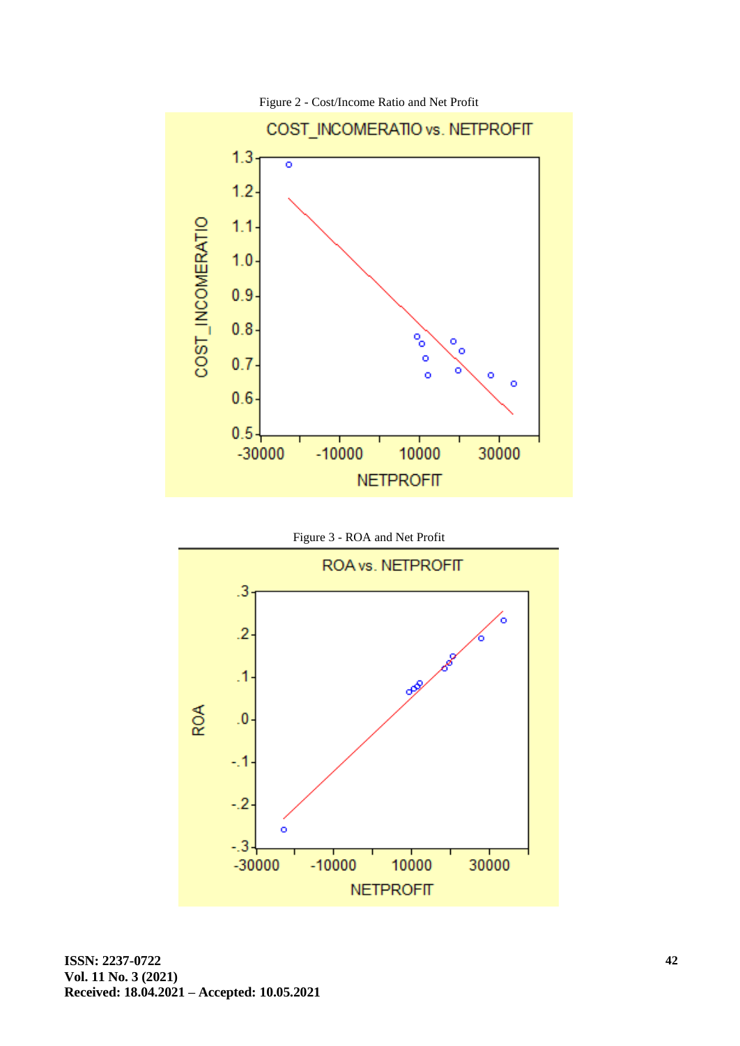Figure 2 - Cost/Income Ratio and Net Profit

Figure 3 - ROA and Net Profit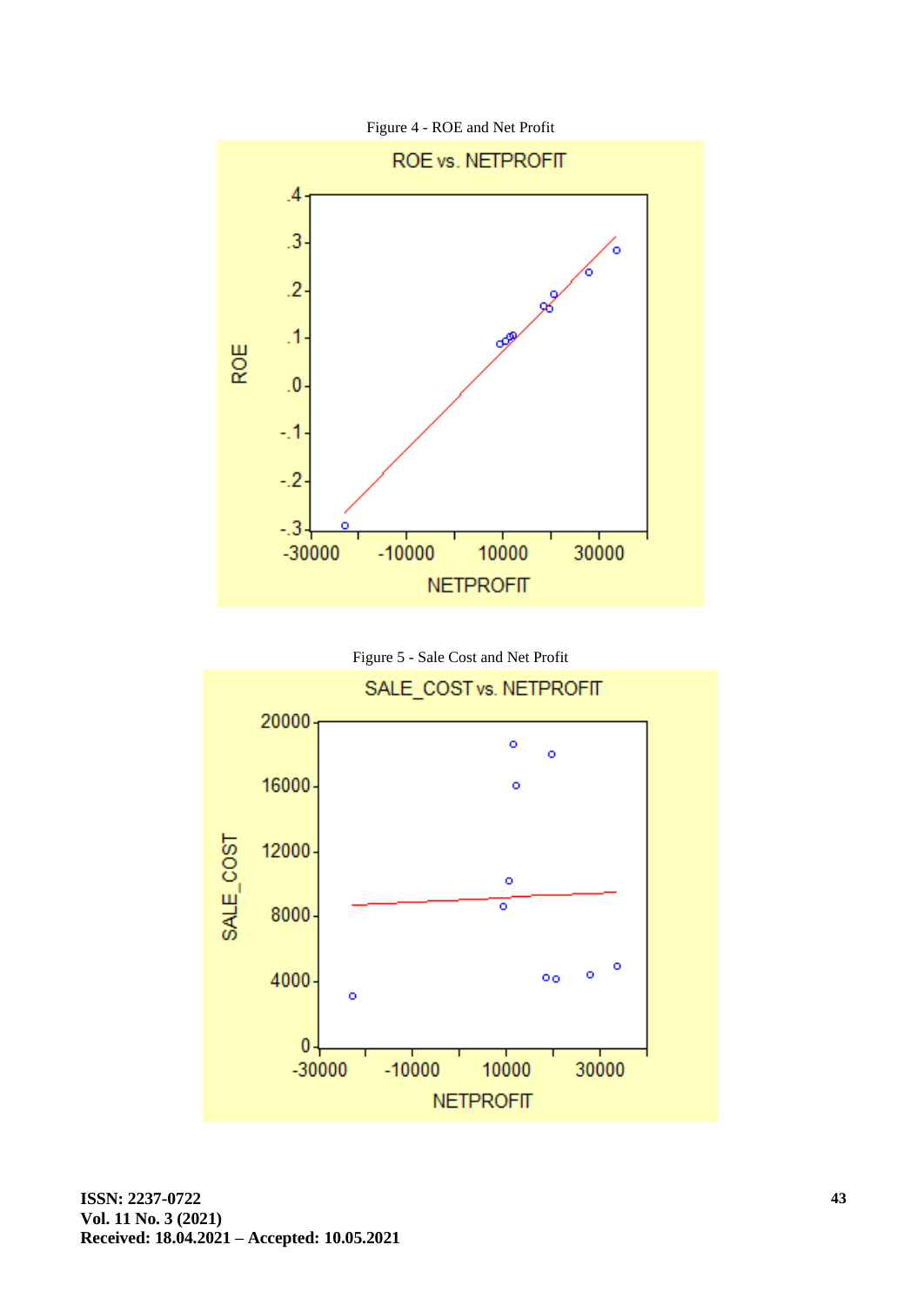Figure 4 - ROE and Net Profit

Figure 5 - Sale Cost and Net Profit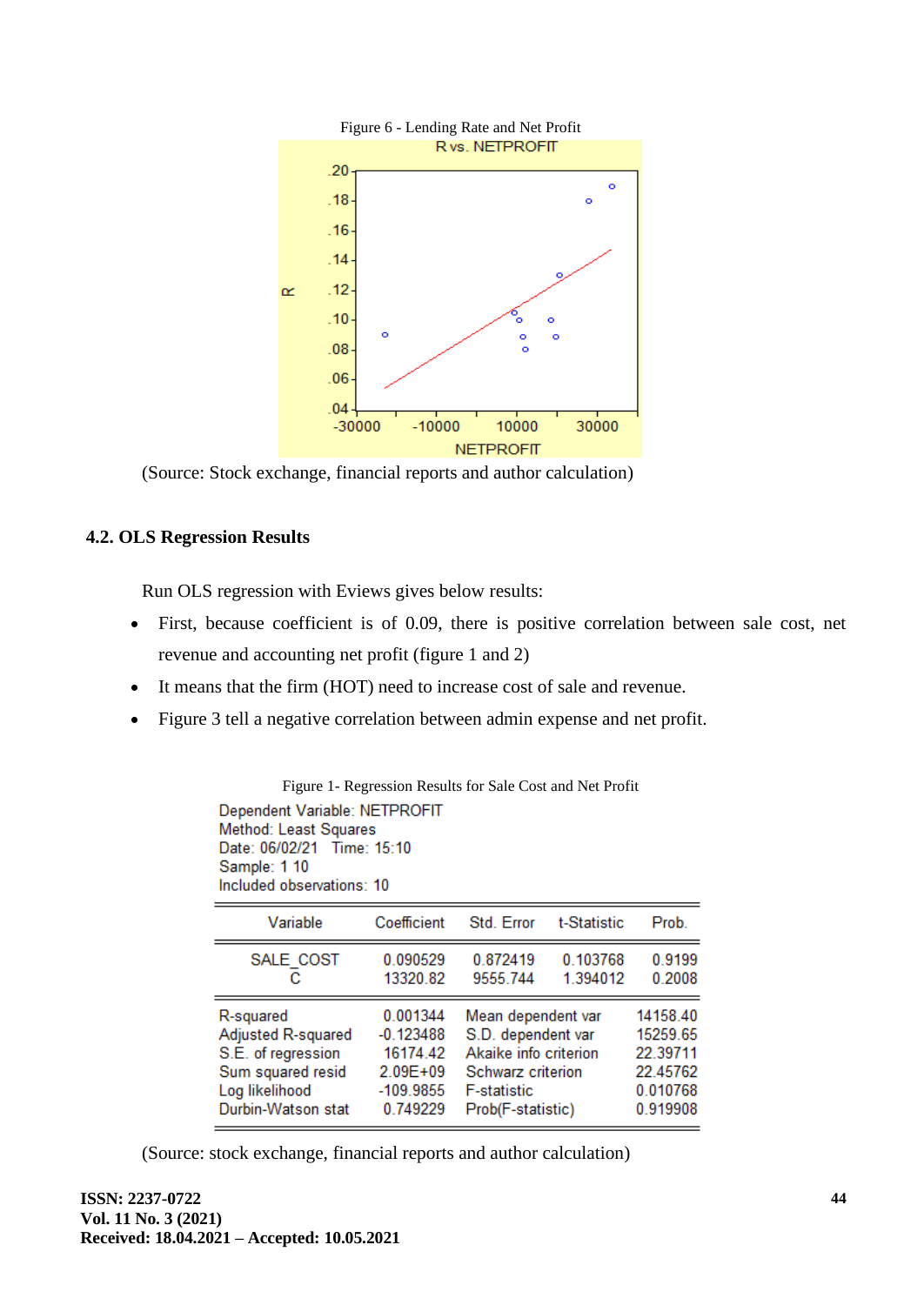Figure 6 - Lending Rate and Net Profit

(Source: Stock exchange, financial reports and author calculation)

## 4.2. OLS Regression Results

Run OLS regression with Eviews gives below results:

- First, because coefficient is of 0.09, there is positive correlation between sale cost, net revenue and accounting net profit (figure 1 and 2)
- It means that the firm (HOT) need to increase cost of sale and revenue.
- Figure 3 tell a negative correlation between admin expense and net profit.

Figure 1- Regression Results for Sale Cost and Net Profit

Dependent Variable: NETPROFIT
Method: Least Squares
Date: 06/02/21 Time: 15:10
Sample: 1 10
Included observations: 10

| Variable | Coefficient | Std. Error | t-Statistic | Prob. |
|---|---|---|---|---|
| SALE_COST | 0.090529 | 0.872419 | 0.103768 | 0.9199 |
| C | 13320.82 | 9555.744 | 1.394012 | 0.2008 |

| | | | |
|---|---|---|---|
| R-squared | 0.001344 | Mean dependent var | 14158.40 |
| Adjusted R-squared | -0.123488 | S.D. dependent var | 15259.65 |
| S.E. of regression | 16174.42 | Akaike info criterion | 22.39711 |
| Sum squared resid | 2.09E+09 | Schwarz criterion | 22.45762 |
| Log likelihood | -109.9855 | F-statistic | 0.010768 |
| Durbin-Watson stat | 0.749229 | Prob(F-statistic) | 0.919908 |

(Source: stock exchange, financial reports and author calculation)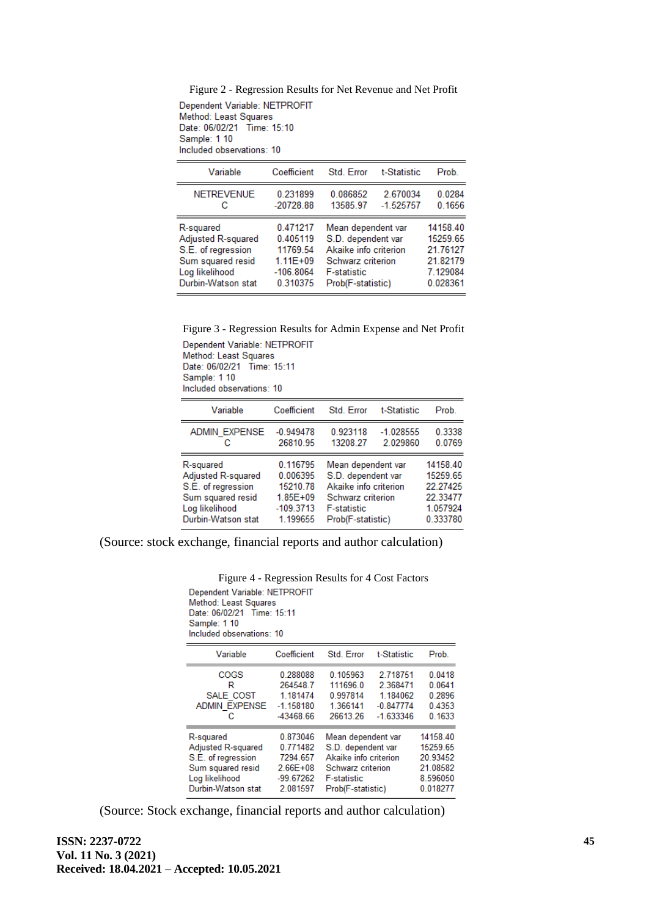Figure 2 - Regression Results for Net Revenue and Net Profit

Dependent Variable: NETPROFIT
Method: Least Squares
Date: 06/02/21 Time: 15:10
Sample: 1 10
Included observations: 10

| Variable | Coefficient | Std. Error | t-Statistic | Prob. |
|---|---|---|---|---|
| NETREVENUE | 0.231899 | 0.086852 | 2.670034 | 0.0284 |
| C | -20728.88 | 13585.97 | -1.525757 | 0.1656 |

| | | | |
|---|---|---|---|
| R-squared | 0.471217 | Mean dependent var | 14158.40 |
| Adjusted R-squared | 0.405119 | S.D. dependent var | 15259.65 |
| S.E. of regression | 11769.54 | Akaike info criterion | 21.76127 |
| Sum squared resid | 1.11E+09 | Schwarz criterion | 21.82179 |
| Log likelihood | -106.8064 | F-statistic | 7.129084 |
| Durbin-Watson stat | 0.310375 | Prob(F-statistic) | 0.028361 |

Figure 3 - Regression Results for Admin Expense and Net Profit

Dependent Variable: NETPROFIT
Method: Least Squares
Date: 06/02/21 Time: 15:11
Sample: 1 10
Included observations: 10

| Variable | Coefficient | Std. Error | t-Statistic | Prob. |
|---|---|---|---|---|
| ADMIN_EXPENSE | -0.949478 | 0.923118 | -1.028555 | 0.3338 |
| C | 26810.95 | 13208.27 | 2.029860 | 0.0769 |

| | | | |
|---|---|---|---|
| R-squared | 0.116795 | Mean dependent var | 14158.40 |
| Adjusted R-squared | 0.006395 | S.D. dependent var | 15259.65 |
| S.E. of regression | 15210.78 | Akaike info criterion | 22.27425 |
| Sum squared resid | 1.85E+09 | Schwarz criterion | 22.33477 |
| Log likelihood | -109.3713 | F-statistic | 1.057924 |
| Durbin-Watson stat | 1.199655 | Prob(F-statistic) | 0.333780 |

(Source: stock exchange, financial reports and author calculation)

Figure 4 - Regression Results for 4 Cost Factors

Dependent Variable: NETPROFIT
Method: Least Squares
Date: 06/02/21 Time: 15:11
Sample: 1 10
Included observations: 10

| Variable | Coefficient | Std. Error | t-Statistic | Prob. |
|---|---|---|---|---|
| COGS | 0.288088 | 0.105963 | 2.718751 | 0.0418 |
| R | 264548.7 | 111696.0 | 2.368471 | 0.0641 |
| SALE_COST | 1.181474 | 0.997814 | 1.184062 | 0.2896 |
| ADMIN_EXPENSE | -1.158180 | 1.366141 | -0.847774 | 0.4353 |
| C | -43468.66 | 26613.26 | -1.633346 | 0.1633 |

| | | | |
|---|---|---|---|
| R-squared | 0.873046 | Mean dependent var | 14158.40 |
| Adjusted R-squared | 0.771482 | S.D. dependent var | 15259.65 |
| S.E. of regression | 7294.657 | Akaike info criterion | 20.93452 |
| Sum squared resid | 2.66E+08 | Schwarz criterion | 21.08582 |
| Log likelihood | -99.67262 | F-statistic | 8.596050 |
| Durbin-Watson stat | 2.081597 | Prob(F-statistic) | 0.018277 |

(Source: Stock exchange, financial reports and author calculation)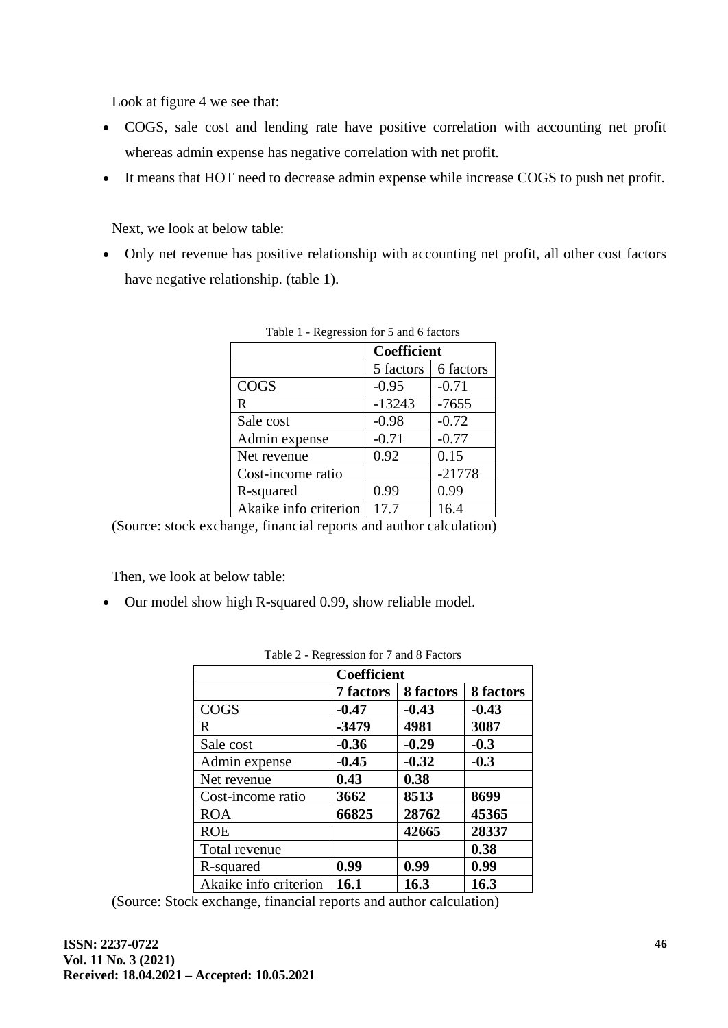Look at figure 4 we see that:

- COGS, sale cost and lending rate have positive correlation with accounting net profit whereas admin expense has negative correlation with net profit.
- It means that HOT need to decrease admin expense while increase COGS to push net profit.

Next, we look at below table:

- Only net revenue has positive relationship with accounting net profit, all other cost factors have negative relationship. (table 1).

Table 1 - Regression for 5 and 6 factors

| | Coefficient | |
|---|---|---|
| | 5 factors | 6 factors |
| COGS | -0.95 | -0.71 |
| R | -13243 | -7655 |
| Sale cost | -0.98 | -0.72 |
| Admin expense | -0.71 | -0.77 |
| Net revenue | 0.92 | 0.15 |
| Cost-income ratio | | -21778 |
| R-squared | 0.99 | 0.99 |
| Akaike info criterion | 17.7 | 16.4 |

(Source: stock exchange, financial reports and author calculation)

Then, we look at below table:

- Our model show high R-squared 0.99, show reliable model.

Table 2 - Regression for 7 and 8 Factors

| | **Coefficient** | | |
|---|---|---|---|
| | **7 factors** | **8 factors** | **8 factors** |
| COGS | **-0.47** | **-0.43** | **-0.43** |
| R | **-3479** | **4981** | **3087** |
| Sale cost | **-0.36** | **-0.29** | **-0.3** |
| Admin expense | **-0.45** | **-0.32** | **-0.3** |
| Net revenue | **0.43** | **0.38** | |
| Cost-income ratio | **3662** | **8513** | **8699** |
| ROA | **66825** | **28762** | **45365** |
| ROE | | **42665** | **28337** |
| Total revenue | | | **0.38** |
| R-squared | **0.99** | **0.99** | **0.99** |
| Akaike info criterion | **16.1** | **16.3** | **16.3** |

(Source: Stock exchange, financial reports and author calculation)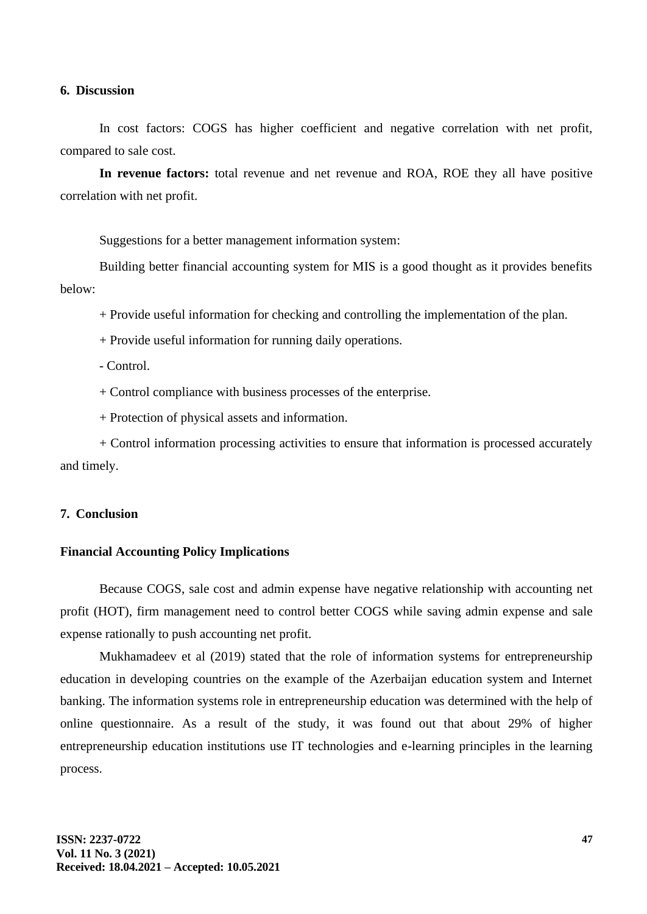## 6. Discussion

In cost factors: COGS has higher coefficient and negative correlation with net profit, compared to sale cost.

**In revenue factors:** total revenue and net revenue and ROA, ROE they all have positive correlation with net profit.

Suggestions for a better management information system:

Building better financial accounting system for MIS is a good thought as it provides benefits below:

+ Provide useful information for checking and controlling the implementation of the plan.

+ Provide useful information for running daily operations.

- Control.

+ Control compliance with business processes of the enterprise.

+ Protection of physical assets and information.

+ Control information processing activities to ensure that information is processed accurately and timely.

## 7. Conclusion

### Financial Accounting Policy Implications

Because COGS, sale cost and admin expense have negative relationship with accounting net profit (HOT), firm management need to control better COGS while saving admin expense and sale expense rationally to push accounting net profit.

Mukhamadeev et al (2019) stated that the role of information systems for entrepreneurship education in developing countries on the example of the Azerbaijan education system and Internet banking. The information systems role in entrepreneurship education was determined with the help of online questionnaire. As a result of the study, it was found out that about 29% of higher entrepreneurship education institutions use IT technologies and e-learning principles in the learning process.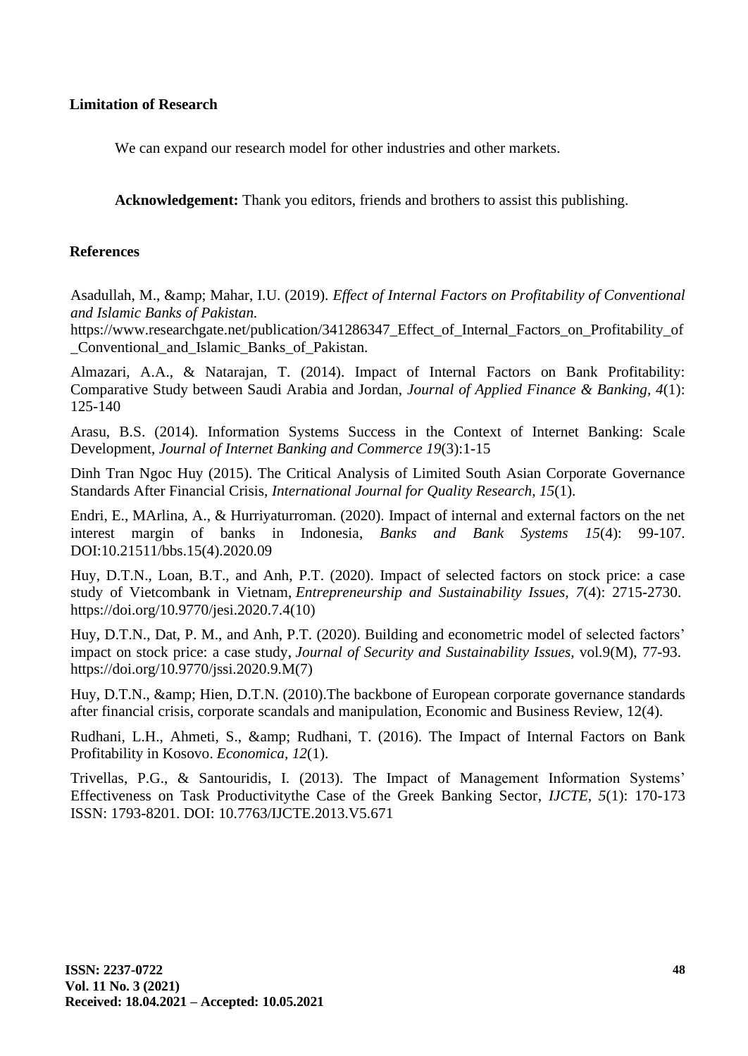**Limitation of Research**

We can expand our research model for other industries and other markets.

**Acknowledgement:** Thank you editors, friends and brothers to assist this publishing.

**References**

Asadullah, M., &amp; Mahar, I.U. (2019). *Effect of Internal Factors on Profitability of Conventional and Islamic Banks of Pakistan.* https://www.researchgate.net/publication/341286347_Effect_of_Internal_Factors_on_Profitability_of_Conventional_and_Islamic_Banks_of_Pakistan.

Almazari, A.A., & Natarajan, T. (2014). Impact of Internal Factors on Bank Profitability: Comparative Study between Saudi Arabia and Jordan, *Journal of Applied Finance & Banking, 4*(1): 125-140

Arasu, B.S. (2014). Information Systems Success in the Context of Internet Banking: Scale Development, *Journal of Internet Banking and Commerce 19*(3):1-15

Dinh Tran Ngoc Huy (2015). The Critical Analysis of Limited South Asian Corporate Governance Standards After Financial Crisis, *International Journal for Quality Research, 15*(1).

Endri, E., MArlina, A., & Hurriyaturroman. (2020). Impact of internal and external factors on the net interest margin of banks in Indonesia, *Banks and Bank Systems 15*(4): 99-107. DOI:10.21511/bbs.15(4).2020.09

Huy, D.T.N., Loan, B.T., and Anh, P.T. (2020). Impact of selected factors on stock price: a case study of Vietcombank in Vietnam, *Entrepreneurship and Sustainability Issues, 7*(4): 2715-2730. https://doi.org/10.9770/jesi.2020.7.4(10)

Huy, D.T.N., Dat, P. M., and Anh, P.T. (2020). Building and econometric model of selected factors' impact on stock price: a case study, *Journal of Security and Sustainability Issues*, vol.9(M), 77-93. https://doi.org/10.9770/jssi.2020.9.M(7)

Huy, D.T.N., &amp; Hien, D.T.N. (2010).The backbone of European corporate governance standards after financial crisis, corporate scandals and manipulation, Economic and Business Review, 12(4).

Rudhani, L.H., Ahmeti, S., &amp; Rudhani, T. (2016). The Impact of Internal Factors on Bank Profitability in Kosovo. *Economica, 12*(1).

Trivellas, P.G., & Santouridis, I. (2013). The Impact of Management Information Systems' Effectiveness on Task Productivitythe Case of the Greek Banking Sector, *IJCTE, 5*(1): 170-173 ISSN: 1793-8201. DOI: 10.7763/IJCTE.2013.V5.671